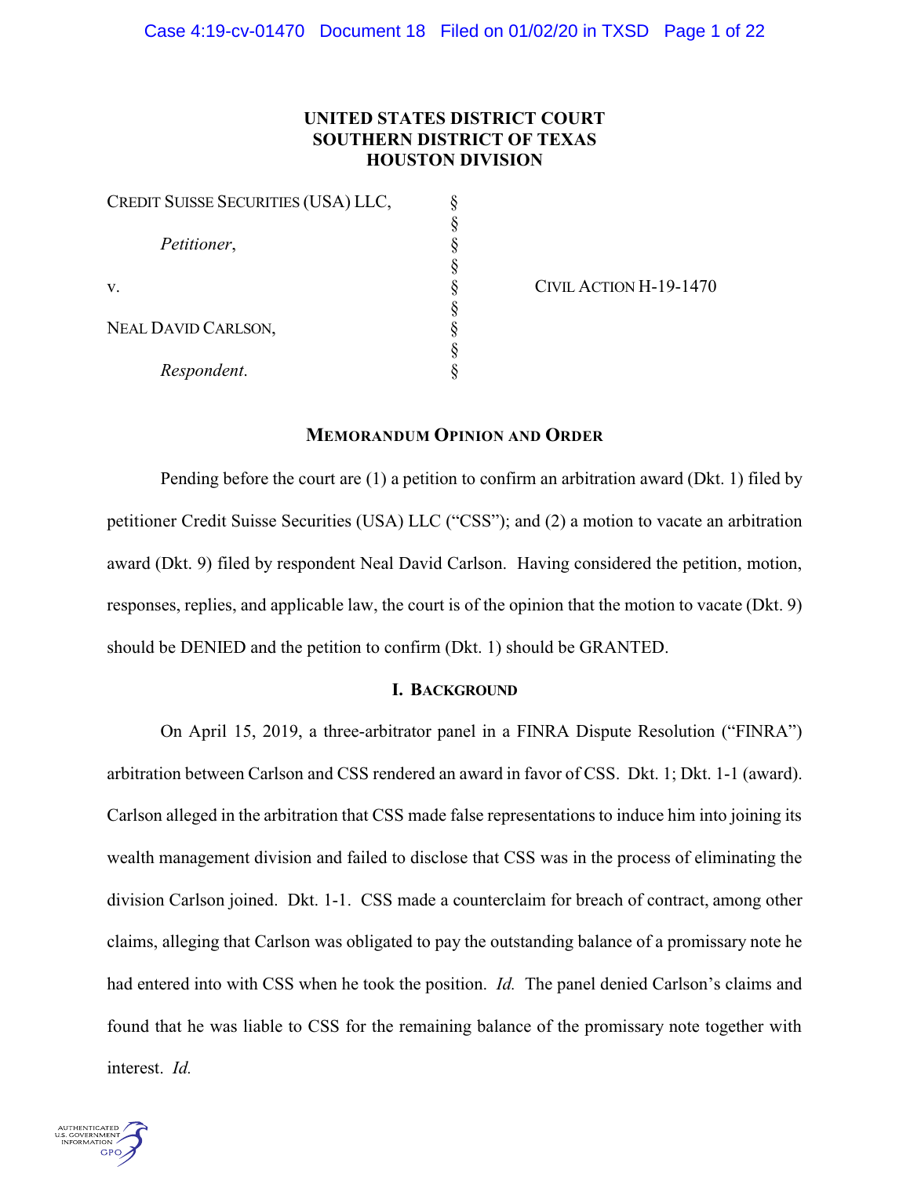**UNITED STATES DISTRICT COURT**
**SOUTHERN DISTRICT OF TEXAS**
**HOUSTON DIVISION**

| | | |
|---|---|---|
| CREDIT SUISSE SECURITIES (USA) LLC, | § | |
| | § | |
| *Petitioner*, | § | |
| | § | |
| v. | § | CIVIL ACTION H-19-1470 |
| | § | |
| NEAL DAVID CARLSON, | § | |
| | § | |
| *Respondent*. | § | |

## MEMORANDUM OPINION AND ORDER

Pending before the court are (1) a petition to confirm an arbitration award (Dkt. 1) filed by petitioner Credit Suisse Securities (USA) LLC ("CSS"); and (2) a motion to vacate an arbitration award (Dkt. 9) filed by respondent Neal David Carlson. Having considered the petition, motion, responses, replies, and applicable law, the court is of the opinion that the motion to vacate (Dkt. 9) should be DENIED and the petition to confirm (Dkt. 1) should be GRANTED.

## I. BACKGROUND

On April 15, 2019, a three-arbitrator panel in a FINRA Dispute Resolution ("FINRA") arbitration between Carlson and CSS rendered an award in favor of CSS. Dkt. 1; Dkt. 1-1 (award). Carlson alleged in the arbitration that CSS made false representations to induce him into joining its wealth management division and failed to disclose that CSS was in the process of eliminating the division Carlson joined. Dkt. 1-1. CSS made a counterclaim for breach of contract, among other claims, alleging that Carlson was obligated to pay the outstanding balance of a promissory note he had entered into with CSS when he took the position. *Id.* The panel denied Carlson's claims and found that he was liable to CSS for the remaining balance of the promissory note together with interest. *Id.*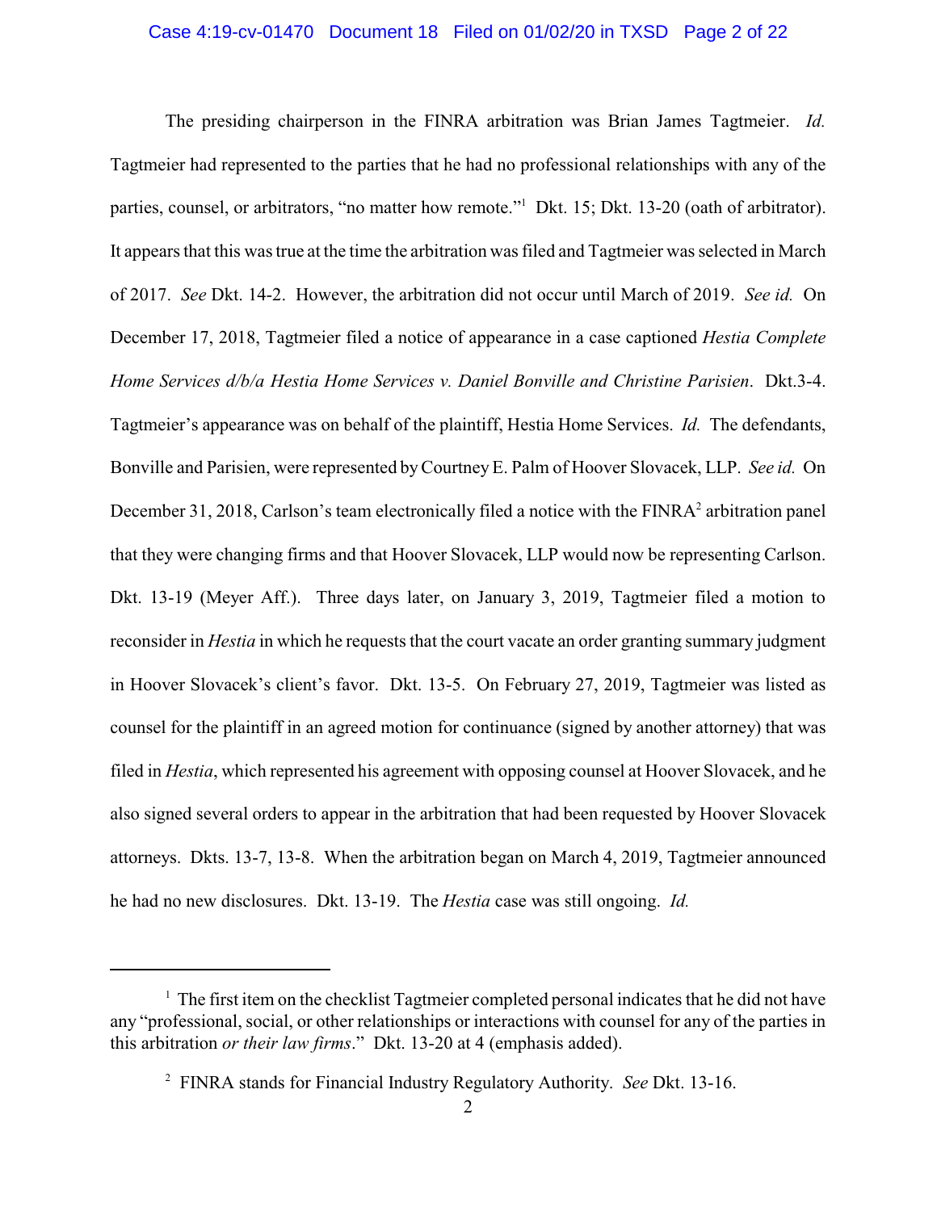The presiding chairperson in the FINRA arbitration was Brian James Tagtmeier. *Id.* Tagtmeier had represented to the parties that he had no professional relationships with any of the parties, counsel, or arbitrators, "no matter how remote."[1] Dkt. 15; Dkt. 13-20 (oath of arbitrator). It appears that this was true at the time the arbitration was filed and Tagtmeier was selected in March of 2017. *See* Dkt. 14-2. However, the arbitration did not occur until March of 2019. *See id.* On December 17, 2018, Tagtmeier filed a notice of appearance in a case captioned *Hestia Complete Home Services d/b/a Hestia Home Services v. Daniel Bonville and Christine Parisien*. Dkt.3-4. Tagtmeier's appearance was on behalf of the plaintiff, Hestia Home Services. *Id.* The defendants, Bonville and Parisien, were represented by Courtney E. Palm of Hoover Slovacek, LLP. *See id.* On December 31, 2018, Carlson's team electronically filed a notice with the FINRA[2] arbitration panel that they were changing firms and that Hoover Slovacek, LLP would now be representing Carlson. Dkt. 13-19 (Meyer Aff.). Three days later, on January 3, 2019, Tagtmeier filed a motion to reconsider in *Hestia* in which he requests that the court vacate an order granting summary judgment in Hoover Slovacek's client's favor. Dkt. 13-5. On February 27, 2019, Tagtmeier was listed as counsel for the plaintiff in an agreed motion for continuance (signed by another attorney) that was filed in *Hestia*, which represented his agreement with opposing counsel at Hoover Slovacek, and he also signed several orders to appear in the arbitration that had been requested by Hoover Slovacek attorneys. Dkts. 13-7, 13-8. When the arbitration began on March 4, 2019, Tagtmeier announced he had no new disclosures. Dkt. 13-19. The *Hestia* case was still ongoing. *Id.*

---

[1] The first item on the checklist Tagtmeier completed personal indicates that he did not have any "professional, social, or other relationships or interactions with counsel for any of the parties in this arbitration *or their law firms*." Dkt. 13-20 at 4 (emphasis added).

[2] FINRA stands for Financial Industry Regulatory Authority. *See* Dkt. 13-16.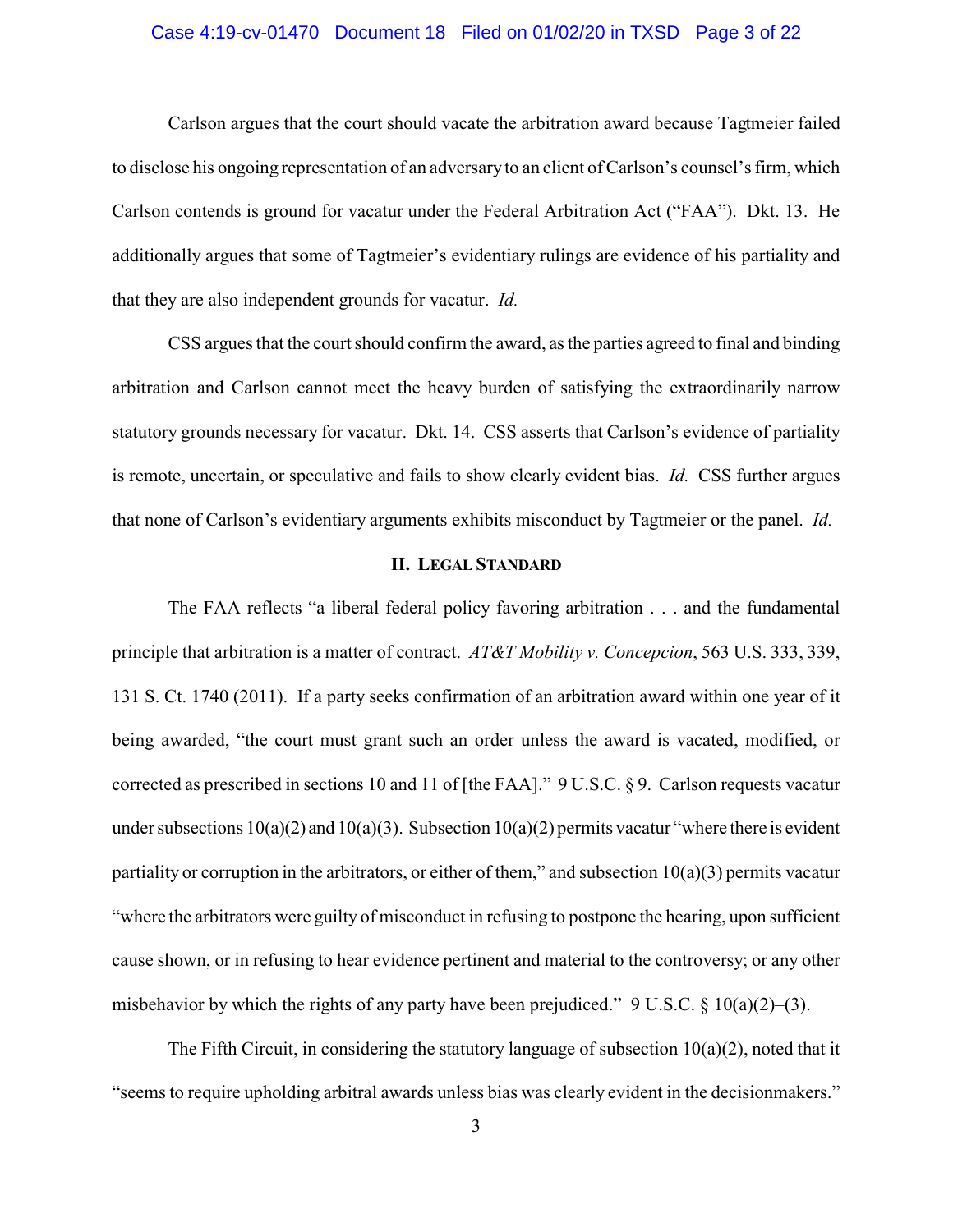Carlson argues that the court should vacate the arbitration award because Tagtmeier failed to disclose his ongoing representation of an adversary to an client of Carlson's counsel's firm, which Carlson contends is ground for vacatur under the Federal Arbitration Act ("FAA"). Dkt. 13. He additionally argues that some of Tagtmeier's evidentiary rulings are evidence of his partiality and that they are also independent grounds for vacatur. *Id.*

CSS argues that the court should confirm the award, as the parties agreed to final and binding arbitration and Carlson cannot meet the heavy burden of satisfying the extraordinarily narrow statutory grounds necessary for vacatur. Dkt. 14. CSS asserts that Carlson's evidence of partiality is remote, uncertain, or speculative and fails to show clearly evident bias. *Id.* CSS further argues that none of Carlson's evidentiary arguments exhibits misconduct by Tagtmeier or the panel. *Id.*

## II. Legal Standard

The FAA reflects "a liberal federal policy favoring arbitration . . . and the fundamental principle that arbitration is a matter of contract. *AT&T Mobility v. Concepcion*, 563 U.S. 333, 339, 131 S. Ct. 1740 (2011). If a party seeks confirmation of an arbitration award within one year of it being awarded, "the court must grant such an order unless the award is vacated, modified, or corrected as prescribed in sections 10 and 11 of [the FAA]." 9 U.S.C. § 9. Carlson requests vacatur under subsections 10(a)(2) and 10(a)(3). Subsection 10(a)(2) permits vacatur "where there is evident partiality or corruption in the arbitrators, or either of them," and subsection 10(a)(3) permits vacatur "where the arbitrators were guilty of misconduct in refusing to postpone the hearing, upon sufficient cause shown, or in refusing to hear evidence pertinent and material to the controversy; or any other misbehavior by which the rights of any party have been prejudiced." 9 U.S.C. § 10(a)(2)–(3).

The Fifth Circuit, in considering the statutory language of subsection 10(a)(2), noted that it "seems to require upholding arbitral awards unless bias was clearly evident in the decisionmakers."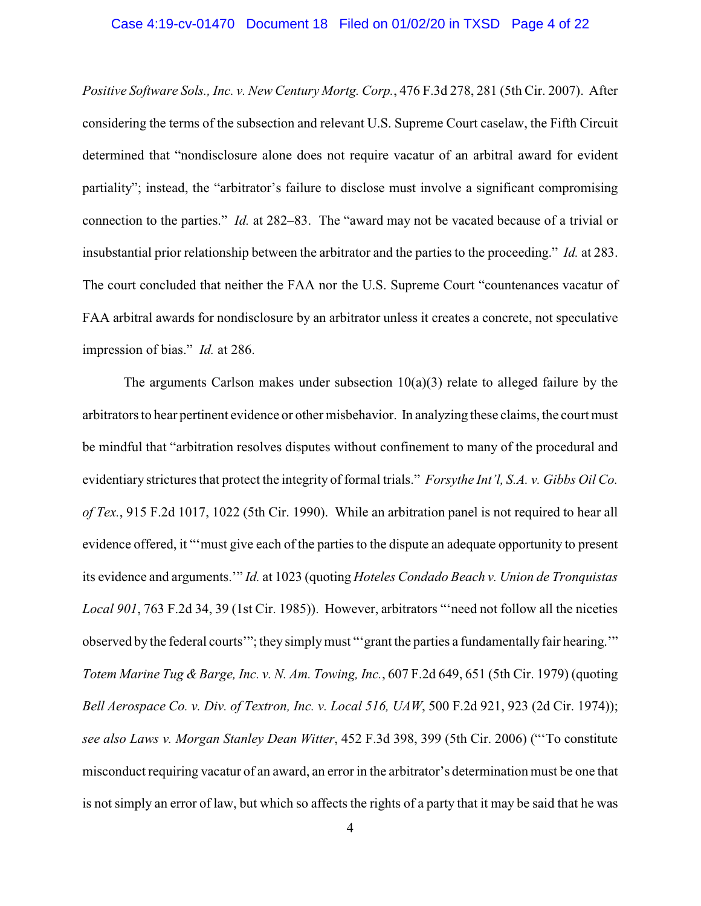*Positive Software Sols., Inc. v. New Century Mortg. Corp.*, 476 F.3d 278, 281 (5th Cir. 2007). After considering the terms of the subsection and relevant U.S. Supreme Court caselaw, the Fifth Circuit determined that "nondisclosure alone does not require vacatur of an arbitral award for evident partiality"; instead, the "arbitrator's failure to disclose must involve a significant compromising connection to the parties." *Id.* at 282–83. The "award may not be vacated because of a trivial or insubstantial prior relationship between the arbitrator and the parties to the proceeding." *Id.* at 283. The court concluded that neither the FAA nor the U.S. Supreme Court "countenances vacatur of FAA arbitral awards for nondisclosure by an arbitrator unless it creates a concrete, not speculative impression of bias." *Id.* at 286.

The arguments Carlson makes under subsection 10(a)(3) relate to alleged failure by the arbitrators to hear pertinent evidence or other misbehavior. In analyzing these claims, the court must be mindful that "arbitration resolves disputes without confinement to many of the procedural and evidentiary strictures that protect the integrity of formal trials." *Forsythe Int'l, S.A. v. Gibbs Oil Co. of Tex.*, 915 F.2d 1017, 1022 (5th Cir. 1990). While an arbitration panel is not required to hear all evidence offered, it "'must give each of the parties to the dispute an adequate opportunity to present its evidence and arguments.'" *Id.* at 1023 (quoting *Hoteles Condado Beach v. Union de Tronquistas Local 901*, 763 F.2d 34, 39 (1st Cir. 1985)). However, arbitrators "'need not follow all the niceties observed by the federal courts'"; they simply must "'grant the parties a fundamentally fair hearing.'" *Totem Marine Tug & Barge, Inc. v. N. Am. Towing, Inc.*, 607 F.2d 649, 651 (5th Cir. 1979) (quoting *Bell Aerospace Co. v. Div. of Textron, Inc. v. Local 516, UAW*, 500 F.2d 921, 923 (2d Cir. 1974)); *see also Laws v. Morgan Stanley Dean Witter*, 452 F.3d 398, 399 (5th Cir. 2006) ("'To constitute misconduct requiring vacatur of an award, an error in the arbitrator's determination must be one that is not simply an error of law, but which so affects the rights of a party that it may be said that he was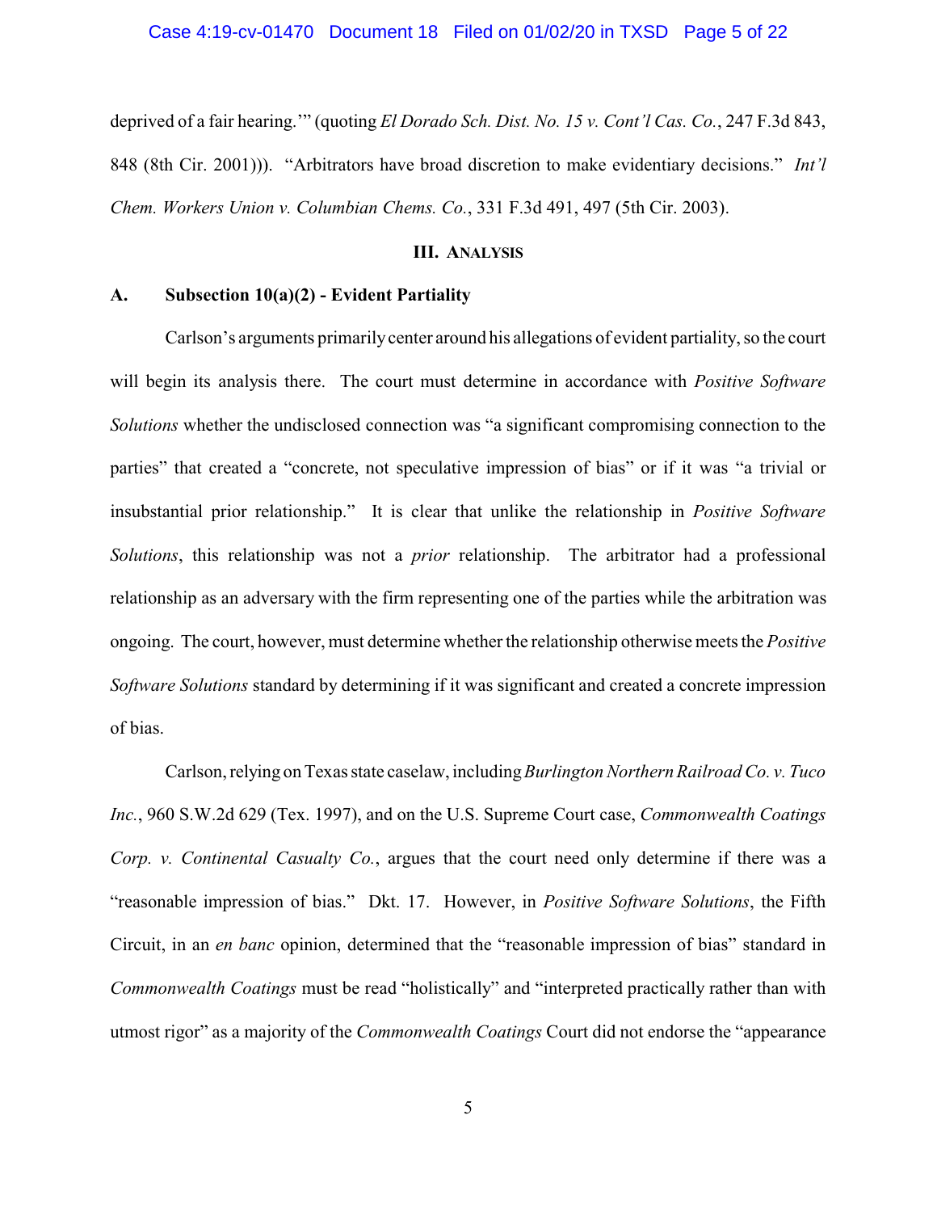deprived of a fair hearing.'" (quoting *El Dorado Sch. Dist. No. 15 v. Cont'l Cas. Co.*, 247 F.3d 843, 848 (8th Cir. 2001))). "Arbitrators have broad discretion to make evidentiary decisions." *Int'l Chem. Workers Union v. Columbian Chems. Co.*, 331 F.3d 491, 497 (5th Cir. 2003).

## III. Analysis

### A. Subsection 10(a)(2) - Evident Partiality

Carlson's arguments primarily center around his allegations of evident partiality, so the court will begin its analysis there. The court must determine in accordance with *Positive Software Solutions* whether the undisclosed connection was "a significant compromising connection to the parties" that created a "concrete, not speculative impression of bias" or if it was "a trivial or insubstantial prior relationship." It is clear that unlike the relationship in *Positive Software Solutions*, this relationship was not a *prior* relationship. The arbitrator had a professional relationship as an adversary with the firm representing one of the parties while the arbitration was ongoing. The court, however, must determine whether the relationship otherwise meets the *Positive Software Solutions* standard by determining if it was significant and created a concrete impression of bias.

Carlson, relying on Texas state caselaw, including *Burlington Northern Railroad Co. v. Tuco Inc.*, 960 S.W.2d 629 (Tex. 1997), and on the U.S. Supreme Court case, *Commonwealth Coatings Corp. v. Continental Casualty Co.*, argues that the court need only determine if there was a "reasonable impression of bias." Dkt. 17. However, in *Positive Software Solutions*, the Fifth Circuit, in an *en banc* opinion, determined that the "reasonable impression of bias" standard in *Commonwealth Coatings* must be read "holistically" and "interpreted practically rather than with utmost rigor" as a majority of the *Commonwealth Coatings* Court did not endorse the "appearance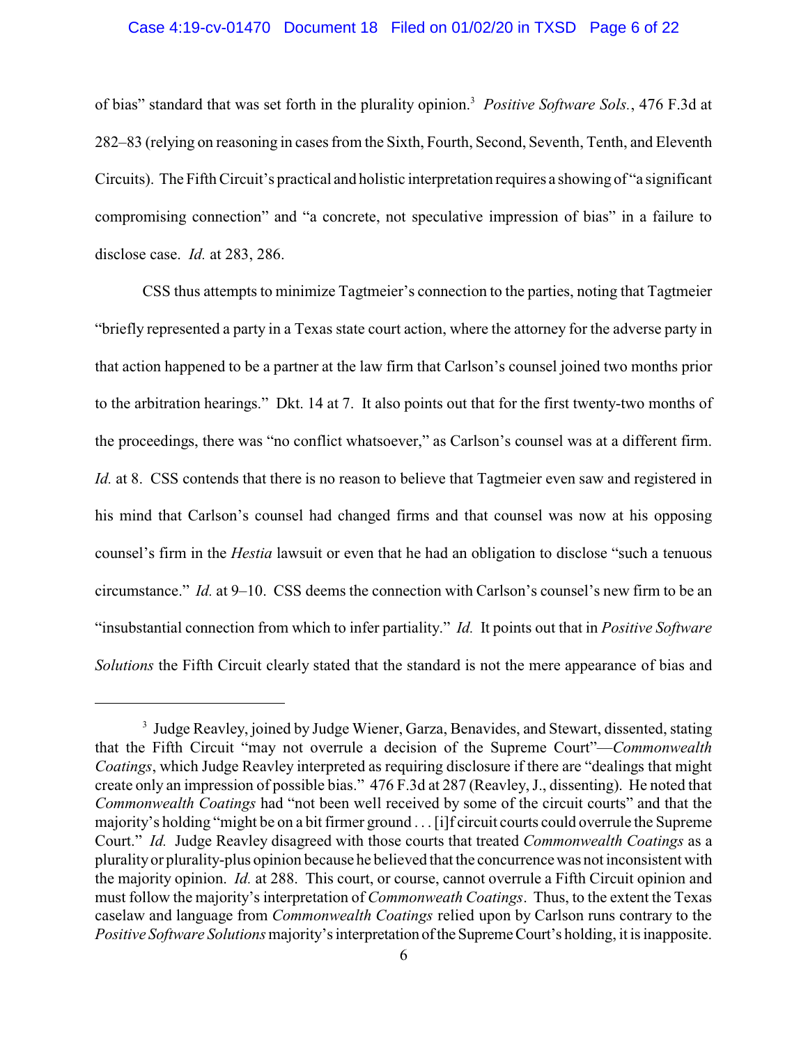of bias" standard that was set forth in the plurality opinion.[3] *Positive Software Sols.*, 476 F.3d at 282–83 (relying on reasoning in cases from the Sixth, Fourth, Second, Seventh, Tenth, and Eleventh Circuits). The Fifth Circuit's practical and holistic interpretation requires a showing of "a significant compromising connection" and "a concrete, not speculative impression of bias" in a failure to disclose case. *Id.* at 283, 286.

CSS thus attempts to minimize Tagtmeier's connection to the parties, noting that Tagtmeier "briefly represented a party in a Texas state court action, where the attorney for the adverse party in that action happened to be a partner at the law firm that Carlson's counsel joined two months prior to the arbitration hearings." Dkt. 14 at 7. It also points out that for the first twenty-two months of the proceedings, there was "no conflict whatsoever," as Carlson's counsel was at a different firm. *Id.* at 8. CSS contends that there is no reason to believe that Tagtmeier even saw and registered in his mind that Carlson's counsel had changed firms and that counsel was now at his opposing counsel's firm in the *Hestia* lawsuit or even that he had an obligation to disclose "such a tenuous circumstance." *Id.* at 9–10. CSS deems the connection with Carlson's counsel's new firm to be an "insubstantial connection from which to infer partiality." *Id.* It points out that in *Positive Software Solutions* the Fifth Circuit clearly stated that the standard is not the mere appearance of bias and

---

[3] Judge Reavley, joined by Judge Wiener, Garza, Benavides, and Stewart, dissented, stating that the Fifth Circuit "may not overrule a decision of the Supreme Court"—*Commonwealth Coatings*, which Judge Reavley interpreted as requiring disclosure if there are "dealings that might create only an impression of possible bias." 476 F.3d at 287 (Reavley, J., dissenting). He noted that *Commonwealth Coatings* had "not been well received by some of the circuit courts" and that the majority's holding "might be on a bit firmer ground . . . [i]f circuit courts could overrule the Supreme Court." *Id.* Judge Reavley disagreed with those courts that treated *Commonwealth Coatings* as a plurality or plurality-plus opinion because he believed that the concurrence was not inconsistent with the majority opinion. *Id.* at 288. This court, or course, cannot overrule a Fifth Circuit opinion and must follow the majority's interpretation of *Commonweath Coatings*. Thus, to the extent the Texas caselaw and language from *Commonwealth Coatings* relied upon by Carlson runs contrary to the *Positive Software Solutions* majority's interpretation of the Supreme Court's holding, it is inapposite.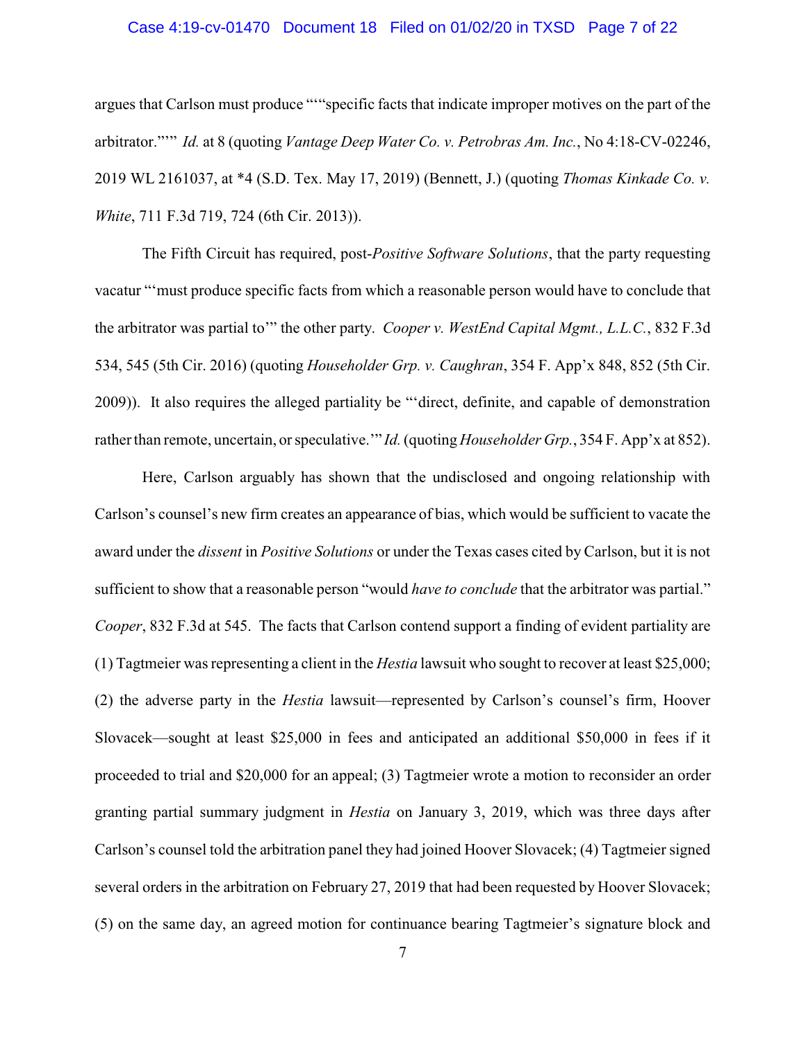argues that Carlson must produce """specific facts that indicate improper motives on the part of the arbitrator."'" *Id.* at 8 (quoting *Vantage Deep Water Co. v. Petrobras Am. Inc.*, No 4:18-CV-02246, 2019 WL 2161037, at *4 (S.D. Tex. May 17, 2019) (Bennett, J.) (quoting *Thomas Kinkade Co. v. White*, 711 F.3d 719, 724 (6th Cir. 2013)).

The Fifth Circuit has required, post-*Positive Software Solutions*, that the party requesting vacatur "'must produce specific facts from which a reasonable person would have to conclude that the arbitrator was partial to'" the other party. *Cooper v. WestEnd Capital Mgmt., L.L.C.*, 832 F.3d 534, 545 (5th Cir. 2016) (quoting *Householder Grp. v. Caughran*, 354 F. App'x 848, 852 (5th Cir. 2009)). It also requires the alleged partiality be "'direct, definite, and capable of demonstration rather than remote, uncertain, or speculative.'" *Id.* (quoting *Householder Grp.*, 354 F. App'x at 852).

Here, Carlson arguably has shown that the undisclosed and ongoing relationship with Carlson's counsel's new firm creates an appearance of bias, which would be sufficient to vacate the award under the *dissent* in *Positive Solutions* or under the Texas cases cited by Carlson, but it is not sufficient to show that a reasonable person "would *have to conclude* that the arbitrator was partial." *Cooper*, 832 F.3d at 545. The facts that Carlson contend support a finding of evident partiality are (1) Tagtmeier was representing a client in the *Hestia* lawsuit who sought to recover at least $25,000; (2) the adverse party in the *Hestia* lawsuit—represented by Carlson's counsel's firm, Hoover Slovacek—sought at least $25,000 in fees and anticipated an additional $50,000 in fees if it proceeded to trial and $20,000 for an appeal; (3) Tagtmeier wrote a motion to reconsider an order granting partial summary judgment in *Hestia* on January 3, 2019, which was three days after Carlson's counsel told the arbitration panel they had joined Hoover Slovacek; (4) Tagtmeier signed several orders in the arbitration on February 27, 2019 that had been requested by Hoover Slovacek; (5) on the same day, an agreed motion for continuance bearing Tagtmeier's signature block and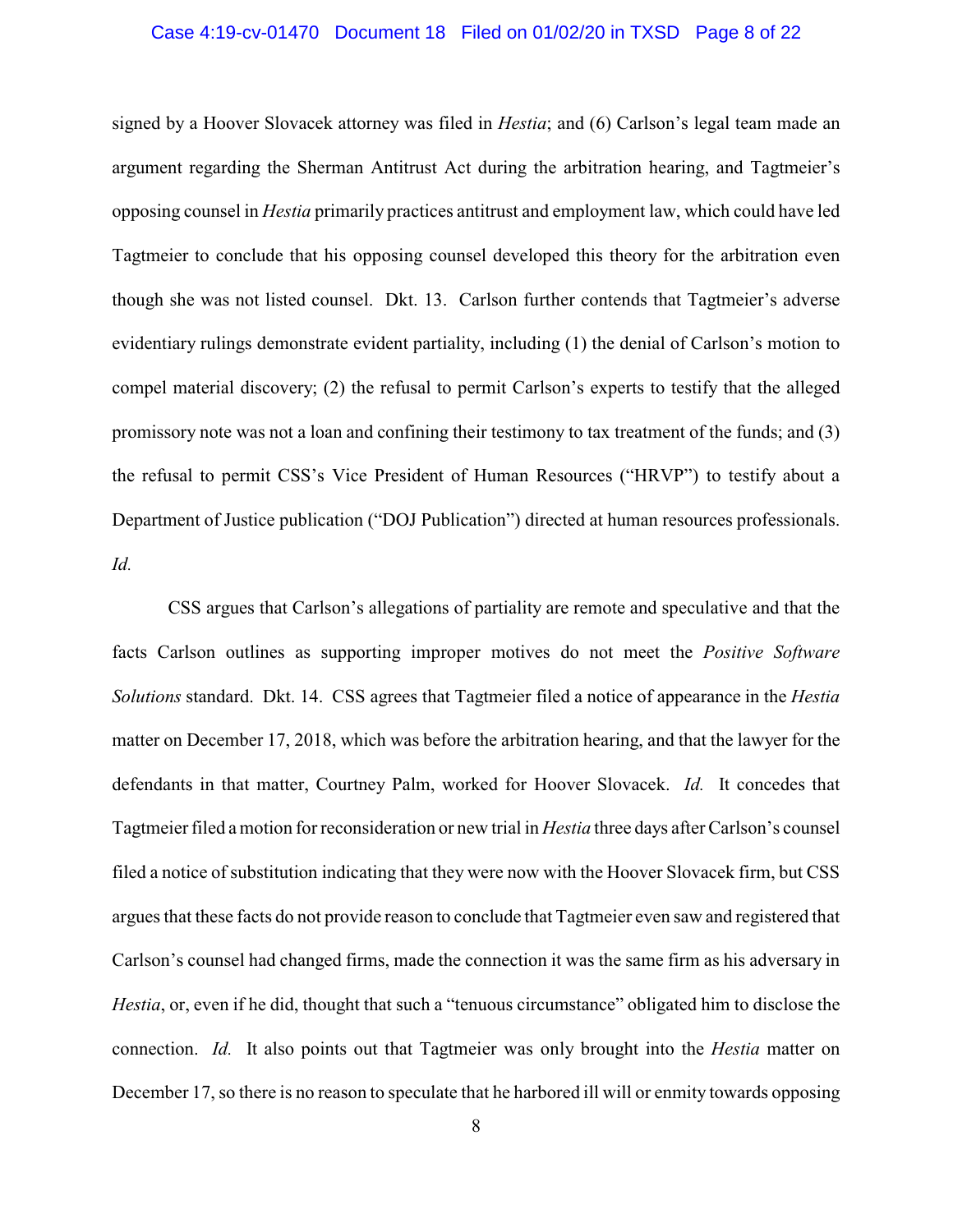signed by a Hoover Slovacek attorney was filed in *Hestia*; and (6) Carlson's legal team made an argument regarding the Sherman Antitrust Act during the arbitration hearing, and Tagtmeier's opposing counsel in *Hestia* primarily practices antitrust and employment law, which could have led Tagtmeier to conclude that his opposing counsel developed this theory for the arbitration even though she was not listed counsel. Dkt. 13. Carlson further contends that Tagtmeier's adverse evidentiary rulings demonstrate evident partiality, including (1) the denial of Carlson's motion to compel material discovery; (2) the refusal to permit Carlson's experts to testify that the alleged promissory note was not a loan and confining their testimony to tax treatment of the funds; and (3) the refusal to permit CSS's Vice President of Human Resources ("HRVP") to testify about a Department of Justice publication ("DOJ Publication") directed at human resources professionals. *Id.*

CSS argues that Carlson's allegations of partiality are remote and speculative and that the facts Carlson outlines as supporting improper motives do not meet the *Positive Software Solutions* standard. Dkt. 14. CSS agrees that Tagtmeier filed a notice of appearance in the *Hestia* matter on December 17, 2018, which was before the arbitration hearing, and that the lawyer for the defendants in that matter, Courtney Palm, worked for Hoover Slovacek. *Id.* It concedes that Tagtmeier filed a motion for reconsideration or new trial in *Hestia* three days after Carlson's counsel filed a notice of substitution indicating that they were now with the Hoover Slovacek firm, but CSS argues that these facts do not provide reason to conclude that Tagtmeier even saw and registered that Carlson's counsel had changed firms, made the connection it was the same firm as his adversary in *Hestia*, or, even if he did, thought that such a "tenuous circumstance" obligated him to disclose the connection. *Id.* It also points out that Tagtmeier was only brought into the *Hestia* matter on December 17, so there is no reason to speculate that he harbored ill will or enmity towards opposing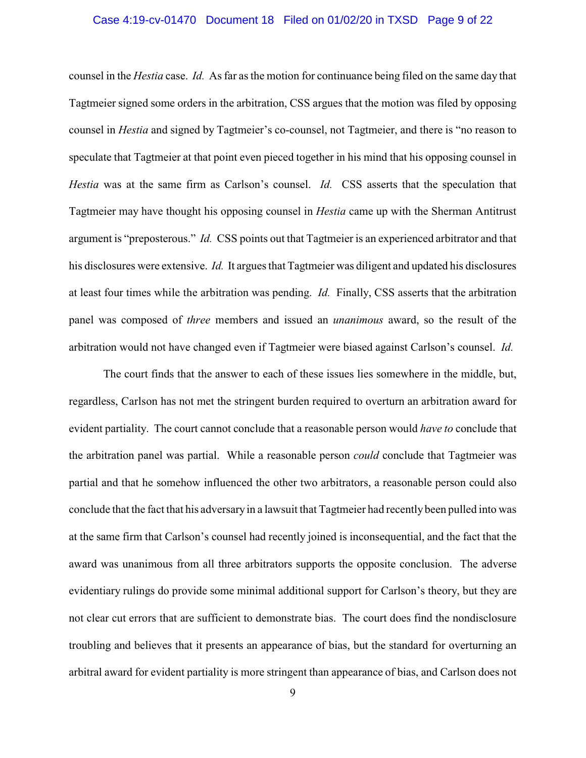counsel in the *Hestia* case. *Id.* As far as the motion for continuance being filed on the same day that Tagtmeier signed some orders in the arbitration, CSS argues that the motion was filed by opposing counsel in *Hestia* and signed by Tagtmeier's co-counsel, not Tagtmeier, and there is "no reason to speculate that Tagtmeier at that point even pieced together in his mind that his opposing counsel in *Hestia* was at the same firm as Carlson's counsel. *Id.* CSS asserts that the speculation that Tagtmeier may have thought his opposing counsel in *Hestia* came up with the Sherman Antitrust argument is "preposterous." *Id.* CSS points out that Tagtmeier is an experienced arbitrator and that his disclosures were extensive. *Id.* It argues that Tagtmeier was diligent and updated his disclosures at least four times while the arbitration was pending. *Id.* Finally, CSS asserts that the arbitration panel was composed of *three* members and issued an *unanimous* award, so the result of the arbitration would not have changed even if Tagtmeier were biased against Carlson's counsel. *Id.*

The court finds that the answer to each of these issues lies somewhere in the middle, but, regardless, Carlson has not met the stringent burden required to overturn an arbitration award for evident partiality. The court cannot conclude that a reasonable person would *have to* conclude that the arbitration panel was partial. While a reasonable person *could* conclude that Tagtmeier was partial and that he somehow influenced the other two arbitrators, a reasonable person could also conclude that the fact that his adversary in a lawsuit that Tagtmeier had recently been pulled into was at the same firm that Carlson's counsel had recently joined is inconsequential, and the fact that the award was unanimous from all three arbitrators supports the opposite conclusion. The adverse evidentiary rulings do provide some minimal additional support for Carlson's theory, but they are not clear cut errors that are sufficient to demonstrate bias. The court does find the nondisclosure troubling and believes that it presents an appearance of bias, but the standard for overturning an arbitral award for evident partiality is more stringent than appearance of bias, and Carlson does not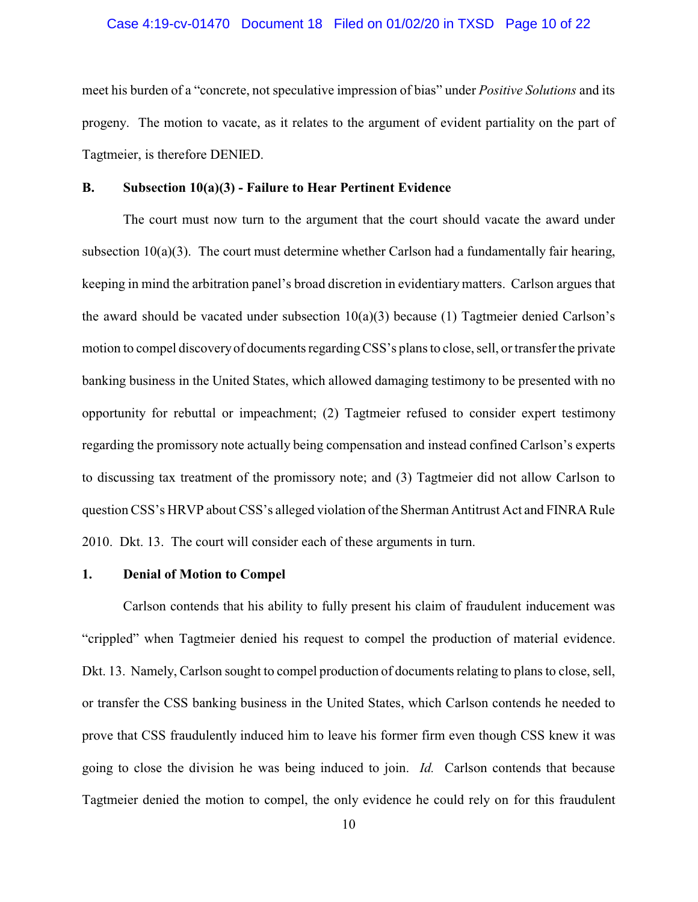meet his burden of a "concrete, not speculative impression of bias" under *Positive Solutions* and its progeny. The motion to vacate, as it relates to the argument of evident partiality on the part of Tagtmeier, is therefore DENIED.

### B. Subsection 10(a)(3) - Failure to Hear Pertinent Evidence

The court must now turn to the argument that the court should vacate the award under subsection 10(a)(3). The court must determine whether Carlson had a fundamentally fair hearing, keeping in mind the arbitration panel's broad discretion in evidentiary matters. Carlson argues that the award should be vacated under subsection 10(a)(3) because (1) Tagtmeier denied Carlson's motion to compel discovery of documents regarding CSS's plans to close, sell, or transfer the private banking business in the United States, which allowed damaging testimony to be presented with no opportunity for rebuttal or impeachment; (2) Tagtmeier refused to consider expert testimony regarding the promissory note actually being compensation and instead confined Carlson's experts to discussing tax treatment of the promissory note; and (3) Tagtmeier did not allow Carlson to question CSS's HRVP about CSS's alleged violation of the Sherman Antitrust Act and FINRA Rule 2010. Dkt. 13. The court will consider each of these arguments in turn.

#### 1. Denial of Motion to Compel

Carlson contends that his ability to fully present his claim of fraudulent inducement was "crippled" when Tagtmeier denied his request to compel the production of material evidence. Dkt. 13. Namely, Carlson sought to compel production of documents relating to plans to close, sell, or transfer the CSS banking business in the United States, which Carlson contends he needed to prove that CSS fraudulently induced him to leave his former firm even though CSS knew it was going to close the division he was being induced to join. *Id.* Carlson contends that because Tagtmeier denied the motion to compel, the only evidence he could rely on for this fraudulent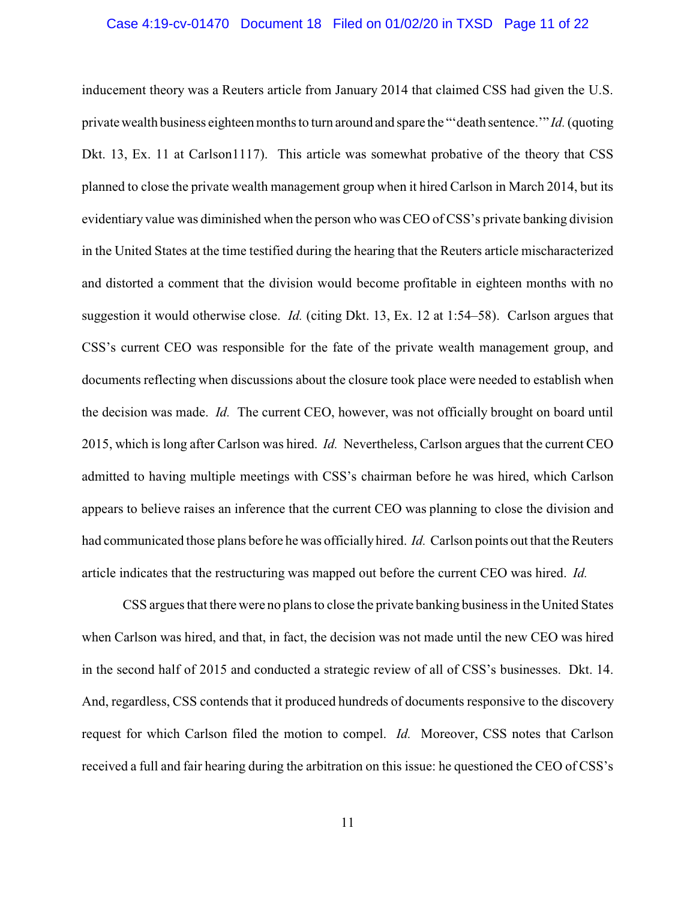inducement theory was a Reuters article from January 2014 that claimed CSS had given the U.S. private wealth business eighteen months to turn around and spare the "'death sentence.'" *Id.* (quoting Dkt. 13, Ex. 11 at Carlson1117). This article was somewhat probative of the theory that CSS planned to close the private wealth management group when it hired Carlson in March 2014, but its evidentiary value was diminished when the person who was CEO of CSS's private banking division in the United States at the time testified during the hearing that the Reuters article mischaracterized and distorted a comment that the division would become profitable in eighteen months with no suggestion it would otherwise close. *Id.* (citing Dkt. 13, Ex. 12 at 1:54–58). Carlson argues that CSS's current CEO was responsible for the fate of the private wealth management group, and documents reflecting when discussions about the closure took place were needed to establish when the decision was made. *Id.* The current CEO, however, was not officially brought on board until 2015, which is long after Carlson was hired. *Id.* Nevertheless, Carlson argues that the current CEO admitted to having multiple meetings with CSS's chairman before he was hired, which Carlson appears to believe raises an inference that the current CEO was planning to close the division and had communicated those plans before he was officially hired. *Id.* Carlson points out that the Reuters article indicates that the restructuring was mapped out before the current CEO was hired. *Id.*

CSS argues that there were no plans to close the private banking business in the United States when Carlson was hired, and that, in fact, the decision was not made until the new CEO was hired in the second half of 2015 and conducted a strategic review of all of CSS's businesses. Dkt. 14. And, regardless, CSS contends that it produced hundreds of documents responsive to the discovery request for which Carlson filed the motion to compel. *Id.* Moreover, CSS notes that Carlson received a full and fair hearing during the arbitration on this issue: he questioned the CEO of CSS's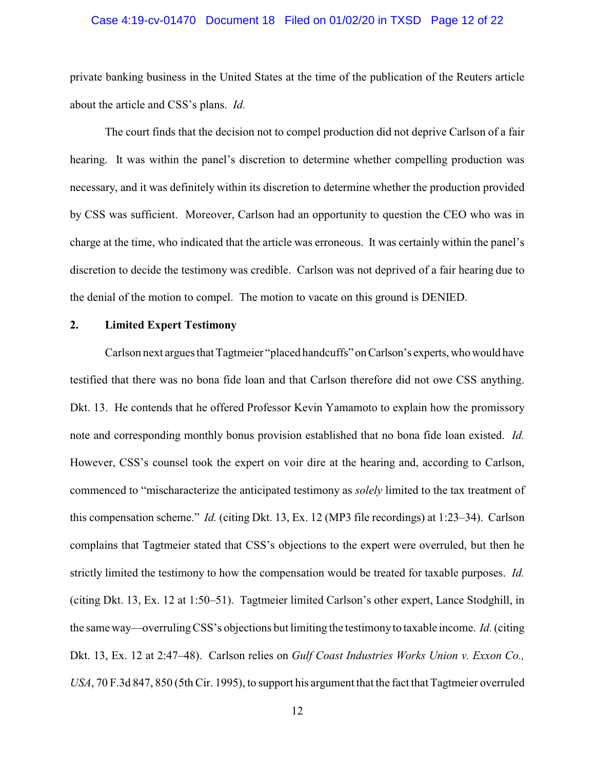private banking business in the United States at the time of the publication of the Reuters article about the article and CSS's plans. *Id.*

The court finds that the decision not to compel production did not deprive Carlson of a fair hearing. It was within the panel's discretion to determine whether compelling production was necessary, and it was definitely within its discretion to determine whether the production provided by CSS was sufficient. Moreover, Carlson had an opportunity to question the CEO who was in charge at the time, who indicated that the article was erroneous. It was certainly within the panel's discretion to decide the testimony was credible. Carlson was not deprived of a fair hearing due to the denial of the motion to compel. The motion to vacate on this ground is DENIED.

**2. Limited Expert Testimony**

Carlson next argues that Tagtmeier "placed handcuffs" on Carlson's experts, who would have testified that there was no bona fide loan and that Carlson therefore did not owe CSS anything. Dkt. 13. He contends that he offered Professor Kevin Yamamoto to explain how the promissory note and corresponding monthly bonus provision established that no bona fide loan existed. *Id.* However, CSS's counsel took the expert on voir dire at the hearing and, according to Carlson, commenced to "mischaracterize the anticipated testimony as *solely* limited to the tax treatment of this compensation scheme." *Id.* (citing Dkt. 13, Ex. 12 (MP3 file recordings) at 1:23–34). Carlson complains that Tagtmeier stated that CSS's objections to the expert were overruled, but then he strictly limited the testimony to how the compensation would be treated for taxable purposes. *Id.* (citing Dkt. 13, Ex. 12 at 1:50–51). Tagtmeier limited Carlson's other expert, Lance Stodghill, in the same way—overruling CSS's objections but limiting the testimony to taxable income. *Id.* (citing Dkt. 13, Ex. 12 at 2:47–48). Carlson relies on *Gulf Coast Industries Works Union v. Exxon Co., USA*, 70 F.3d 847, 850 (5th Cir. 1995), to support his argument that the fact that Tagtmeier overruled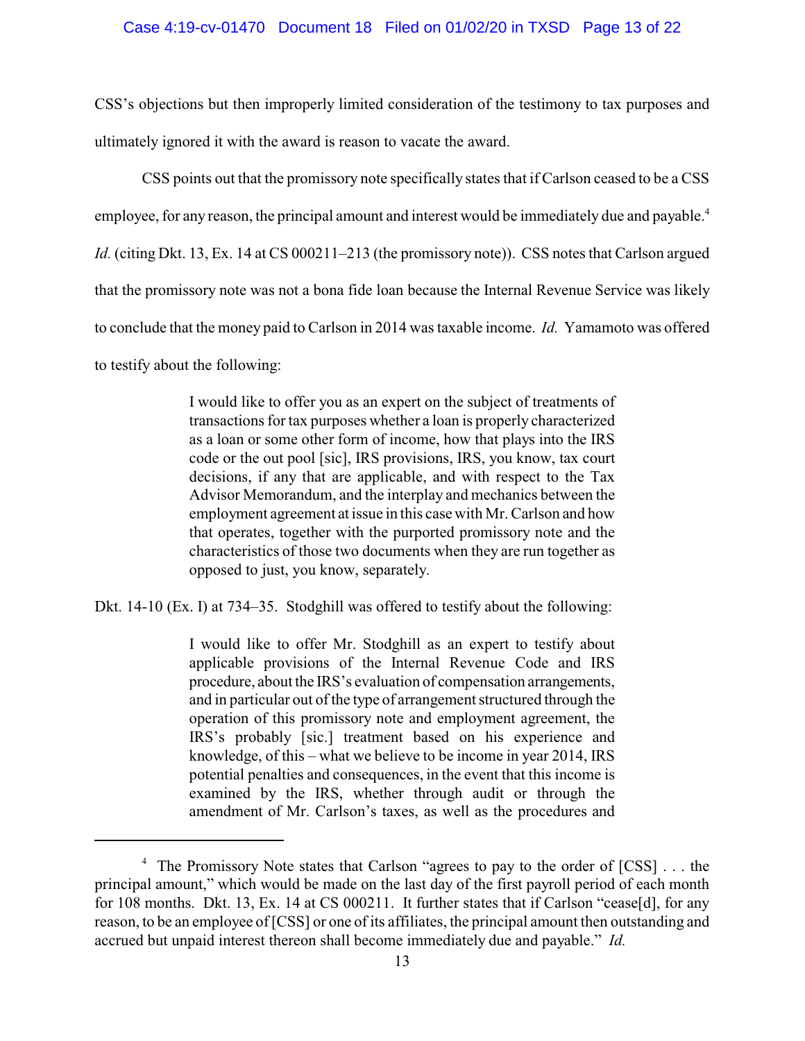CSS's objections but then improperly limited consideration of the testimony to tax purposes and ultimately ignored it with the award is reason to vacate the award.

CSS points out that the promissory note specifically states that if Carlson ceased to be a CSS employee, for any reason, the principal amount and interest would be immediately due and payable.[4] *Id.* (citing Dkt. 13, Ex. 14 at CS 000211–213 (the promissory note)). CSS notes that Carlson argued that the promissory note was not a bona fide loan because the Internal Revenue Service was likely to conclude that the money paid to Carlson in 2014 was taxable income. *Id.* Yamamoto was offered to testify about the following:

> I would like to offer you as an expert on the subject of treatments of transactions for tax purposes whether a loan is properly characterized as a loan or some other form of income, how that plays into the IRS code or the out pool [sic], IRS provisions, IRS, you know, tax court decisions, if any that are applicable, and with respect to the Tax Advisor Memorandum, and the interplay and mechanics between the employment agreement at issue in this case with Mr. Carlson and how that operates, together with the purported promissory note and the characteristics of those two documents when they are run together as opposed to just, you know, separately.

Dkt. 14-10 (Ex. I) at 734–35. Stodghill was offered to testify about the following:

> I would like to offer Mr. Stodghill as an expert to testify about applicable provisions of the Internal Revenue Code and IRS procedure, about the IRS's evaluation of compensation arrangements, and in particular out of the type of arrangement structured through the operation of this promissory note and employment agreement, the IRS's probably [sic.] treatment based on his experience and knowledge, of this – what we believe to be income in year 2014, IRS potential penalties and consequences, in the event that this income is examined by the IRS, whether through audit or through the amendment of Mr. Carlson's taxes, as well as the procedures and

[4] The Promissory Note states that Carlson "agrees to pay to the order of [CSS] . . . the principal amount," which would be made on the last day of the first payroll period of each month for 108 months. Dkt. 13, Ex. 14 at CS 000211. It further states that if Carlson "cease[d], for any reason, to be an employee of [CSS] or one of its affiliates, the principal amount then outstanding and accrued but unpaid interest thereon shall become immediately due and payable." *Id.*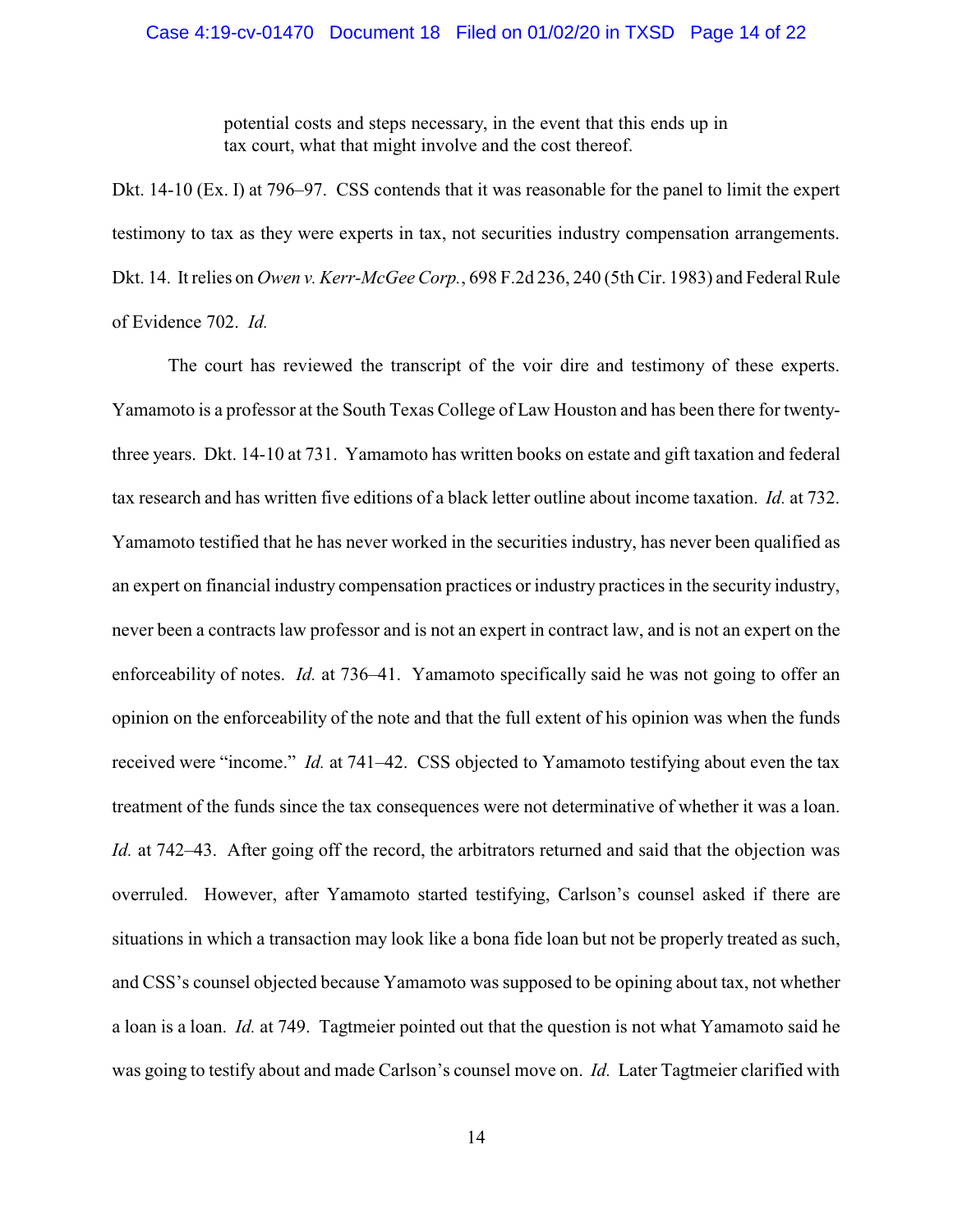> potential costs and steps necessary, in the event that this ends up in tax court, what that might involve and the cost thereof.

Dkt. 14-10 (Ex. I) at 796–97. CSS contends that it was reasonable for the panel to limit the expert testimony to tax as they were experts in tax, not securities industry compensation arrangements. Dkt. 14. It relies on *Owen v. Kerr-McGee Corp.*, 698 F.2d 236, 240 (5th Cir. 1983) and Federal Rule of Evidence 702. *Id.*

The court has reviewed the transcript of the voir dire and testimony of these experts. Yamamoto is a professor at the South Texas College of Law Houston and has been there for twenty-three years. Dkt. 14-10 at 731. Yamamoto has written books on estate and gift taxation and federal tax research and has written five editions of a black letter outline about income taxation. *Id.* at 732. Yamamoto testified that he has never worked in the securities industry, has never been qualified as an expert on financial industry compensation practices or industry practices in the security industry, never been a contracts law professor and is not an expert in contract law, and is not an expert on the enforceability of notes. *Id.* at 736–41. Yamamoto specifically said he was not going to offer an opinion on the enforceability of the note and that the full extent of his opinion was when the funds received were "income." *Id.* at 741–42. CSS objected to Yamamoto testifying about even the tax treatment of the funds since the tax consequences were not determinative of whether it was a loan. *Id.* at 742–43. After going off the record, the arbitrators returned and said that the objection was overruled. However, after Yamamoto started testifying, Carlson's counsel asked if there are situations in which a transaction may look like a bona fide loan but not be properly treated as such, and CSS's counsel objected because Yamamoto was supposed to be opining about tax, not whether a loan is a loan. *Id.* at 749. Tagtmeier pointed out that the question is not what Yamamoto said he was going to testify about and made Carlson's counsel move on. *Id.* Later Tagtmeier clarified with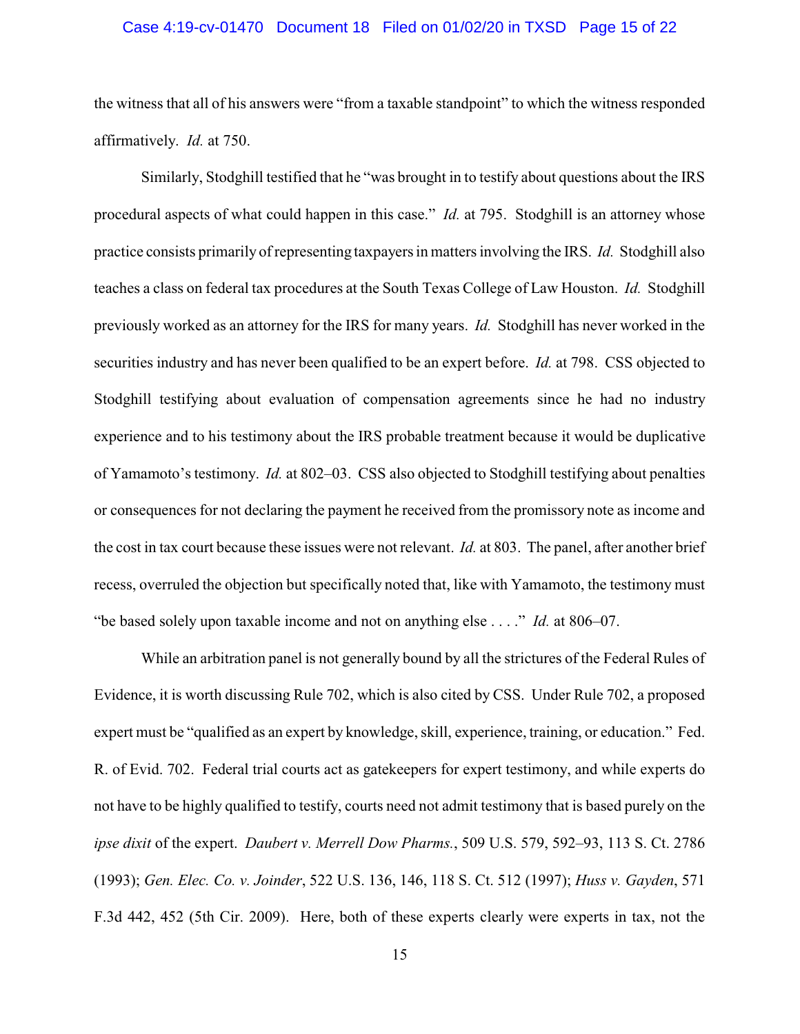the witness that all of his answers were "from a taxable standpoint" to which the witness responded affirmatively. *Id.* at 750.

Similarly, Stodghill testified that he "was brought in to testify about questions about the IRS procedural aspects of what could happen in this case." *Id.* at 795. Stodghill is an attorney whose practice consists primarily of representing taxpayers in matters involving the IRS. *Id.* Stodghill also teaches a class on federal tax procedures at the South Texas College of Law Houston. *Id.* Stodghill previously worked as an attorney for the IRS for many years. *Id.* Stodghill has never worked in the securities industry and has never been qualified to be an expert before. *Id.* at 798. CSS objected to Stodghill testifying about evaluation of compensation agreements since he had no industry experience and to his testimony about the IRS probable treatment because it would be duplicative of Yamamoto's testimony. *Id.* at 802–03. CSS also objected to Stodghill testifying about penalties or consequences for not declaring the payment he received from the promissory note as income and the cost in tax court because these issues were not relevant. *Id.* at 803. The panel, after another brief recess, overruled the objection but specifically noted that, like with Yamamoto, the testimony must "be based solely upon taxable income and not on anything else . . . ." *Id.* at 806–07.

While an arbitration panel is not generally bound by all the strictures of the Federal Rules of Evidence, it is worth discussing Rule 702, which is also cited by CSS. Under Rule 702, a proposed expert must be "qualified as an expert by knowledge, skill, experience, training, or education." Fed. R. of Evid. 702. Federal trial courts act as gatekeepers for expert testimony, and while experts do not have to be highly qualified to testify, courts need not admit testimony that is based purely on the *ipse dixit* of the expert. *Daubert v. Merrell Dow Pharms.*, 509 U.S. 579, 592–93, 113 S. Ct. 2786 (1993); *Gen. Elec. Co. v. Joinder*, 522 U.S. 136, 146, 118 S. Ct. 512 (1997); *Huss v. Gayden*, 571 F.3d 442, 452 (5th Cir. 2009). Here, both of these experts clearly were experts in tax, not the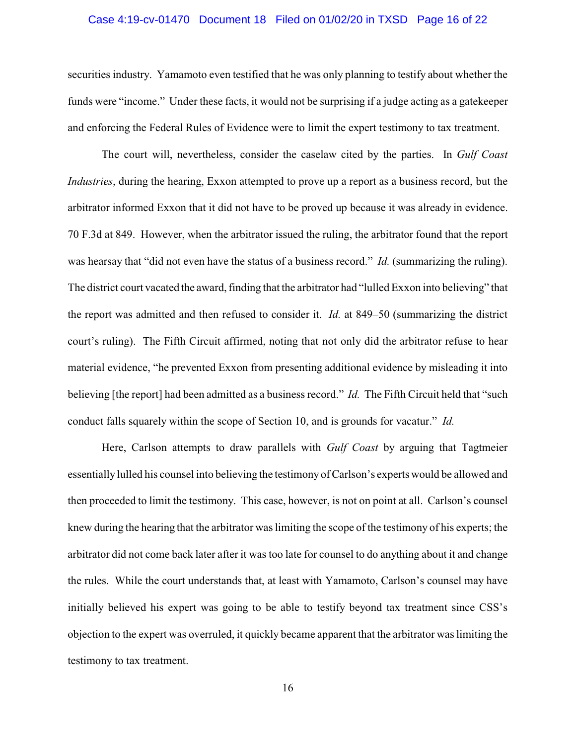securities industry. Yamamoto even testified that he was only planning to testify about whether the funds were "income." Under these facts, it would not be surprising if a judge acting as a gatekeeper and enforcing the Federal Rules of Evidence were to limit the expert testimony to tax treatment.

The court will, nevertheless, consider the caselaw cited by the parties. In *Gulf Coast Industries*, during the hearing, Exxon attempted to prove up a report as a business record, but the arbitrator informed Exxon that it did not have to be proved up because it was already in evidence. 70 F.3d at 849. However, when the arbitrator issued the ruling, the arbitrator found that the report was hearsay that "did not even have the status of a business record." *Id.* (summarizing the ruling). The district court vacated the award, finding that the arbitrator had "lulled Exxon into believing" that the report was admitted and then refused to consider it. *Id.* at 849–50 (summarizing the district court's ruling). The Fifth Circuit affirmed, noting that not only did the arbitrator refuse to hear material evidence, "he prevented Exxon from presenting additional evidence by misleading it into believing [the report] had been admitted as a business record." *Id.* The Fifth Circuit held that "such conduct falls squarely within the scope of Section 10, and is grounds for vacatur." *Id.*

Here, Carlson attempts to draw parallels with *Gulf Coast* by arguing that Tagtmeier essentially lulled his counsel into believing the testimony of Carlson's experts would be allowed and then proceeded to limit the testimony. This case, however, is not on point at all. Carlson's counsel knew during the hearing that the arbitrator was limiting the scope of the testimony of his experts; the arbitrator did not come back later after it was too late for counsel to do anything about it and change the rules. While the court understands that, at least with Yamamoto, Carlson's counsel may have initially believed his expert was going to be able to testify beyond tax treatment since CSS's objection to the expert was overruled, it quickly became apparent that the arbitrator was limiting the testimony to tax treatment.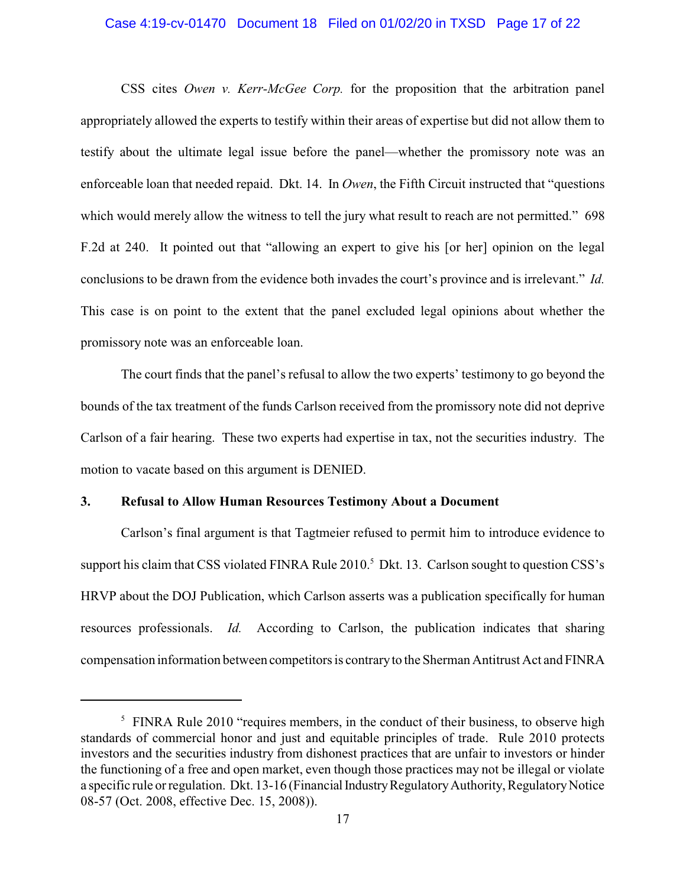CSS cites *Owen v. Kerr-McGee Corp.* for the proposition that the arbitration panel appropriately allowed the experts to testify within their areas of expertise but did not allow them to testify about the ultimate legal issue before the panel—whether the promissory note was an enforceable loan that needed repaid. Dkt. 14. In *Owen*, the Fifth Circuit instructed that "questions which would merely allow the witness to tell the jury what result to reach are not permitted." 698 F.2d at 240. It pointed out that "allowing an expert to give his [or her] opinion on the legal conclusions to be drawn from the evidence both invades the court's province and is irrelevant." *Id.* This case is on point to the extent that the panel excluded legal opinions about whether the promissory note was an enforceable loan.

The court finds that the panel's refusal to allow the two experts' testimony to go beyond the bounds of the tax treatment of the funds Carlson received from the promissory note did not deprive Carlson of a fair hearing. These two experts had expertise in tax, not the securities industry. The motion to vacate based on this argument is DENIED.

### 3. Refusal to Allow Human Resources Testimony About a Document

Carlson's final argument is that Tagtmeier refused to permit him to introduce evidence to support his claim that CSS violated FINRA Rule 2010.[5] Dkt. 13. Carlson sought to question CSS's HRVP about the DOJ Publication, which Carlson asserts was a publication specifically for human resources professionals. *Id.* According to Carlson, the publication indicates that sharing compensation information between competitors is contrary to the Sherman Antitrust Act and FINRA

---

[5] FINRA Rule 2010 "requires members, in the conduct of their business, to observe high standards of commercial honor and just and equitable principles of trade. Rule 2010 protects investors and the securities industry from dishonest practices that are unfair to investors or hinder the functioning of a free and open market, even though those practices may not be illegal or violate a specific rule or regulation. Dkt. 13-16 (Financial Industry Regulatory Authority, Regulatory Notice 08-57 (Oct. 2008, effective Dec. 15, 2008)).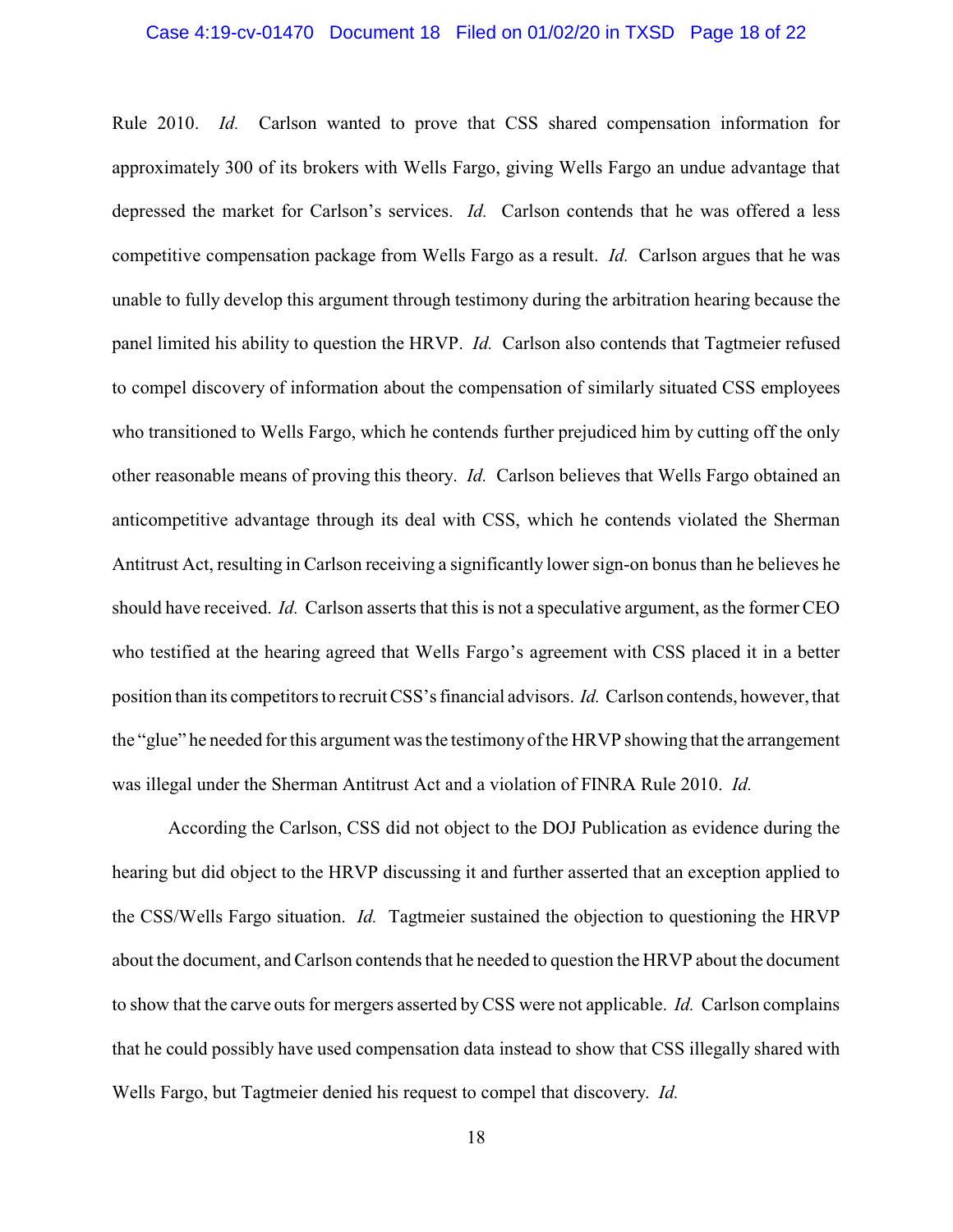Rule 2010. *Id.* Carlson wanted to prove that CSS shared compensation information for approximately 300 of its brokers with Wells Fargo, giving Wells Fargo an undue advantage that depressed the market for Carlson's services. *Id.* Carlson contends that he was offered a less competitive compensation package from Wells Fargo as a result. *Id.* Carlson argues that he was unable to fully develop this argument through testimony during the arbitration hearing because the panel limited his ability to question the HRVP. *Id.* Carlson also contends that Tagtmeier refused to compel discovery of information about the compensation of similarly situated CSS employees who transitioned to Wells Fargo, which he contends further prejudiced him by cutting off the only other reasonable means of proving this theory. *Id.* Carlson believes that Wells Fargo obtained an anticompetitive advantage through its deal with CSS, which he contends violated the Sherman Antitrust Act, resulting in Carlson receiving a significantly lower sign-on bonus than he believes he should have received. *Id.* Carlson asserts that this is not a speculative argument, as the former CEO who testified at the hearing agreed that Wells Fargo's agreement with CSS placed it in a better position than its competitors to recruit CSS's financial advisors. *Id.* Carlson contends, however, that the "glue" he needed for this argument was the testimony of the HRVP showing that the arrangement was illegal under the Sherman Antitrust Act and a violation of FINRA Rule 2010. *Id.*

According the Carlson, CSS did not object to the DOJ Publication as evidence during the hearing but did object to the HRVP discussing it and further asserted that an exception applied to the CSS/Wells Fargo situation. *Id.* Tagtmeier sustained the objection to questioning the HRVP about the document, and Carlson contends that he needed to question the HRVP about the document to show that the carve outs for mergers asserted by CSS were not applicable. *Id.* Carlson complains that he could possibly have used compensation data instead to show that CSS illegally shared with Wells Fargo, but Tagtmeier denied his request to compel that discovery. *Id.*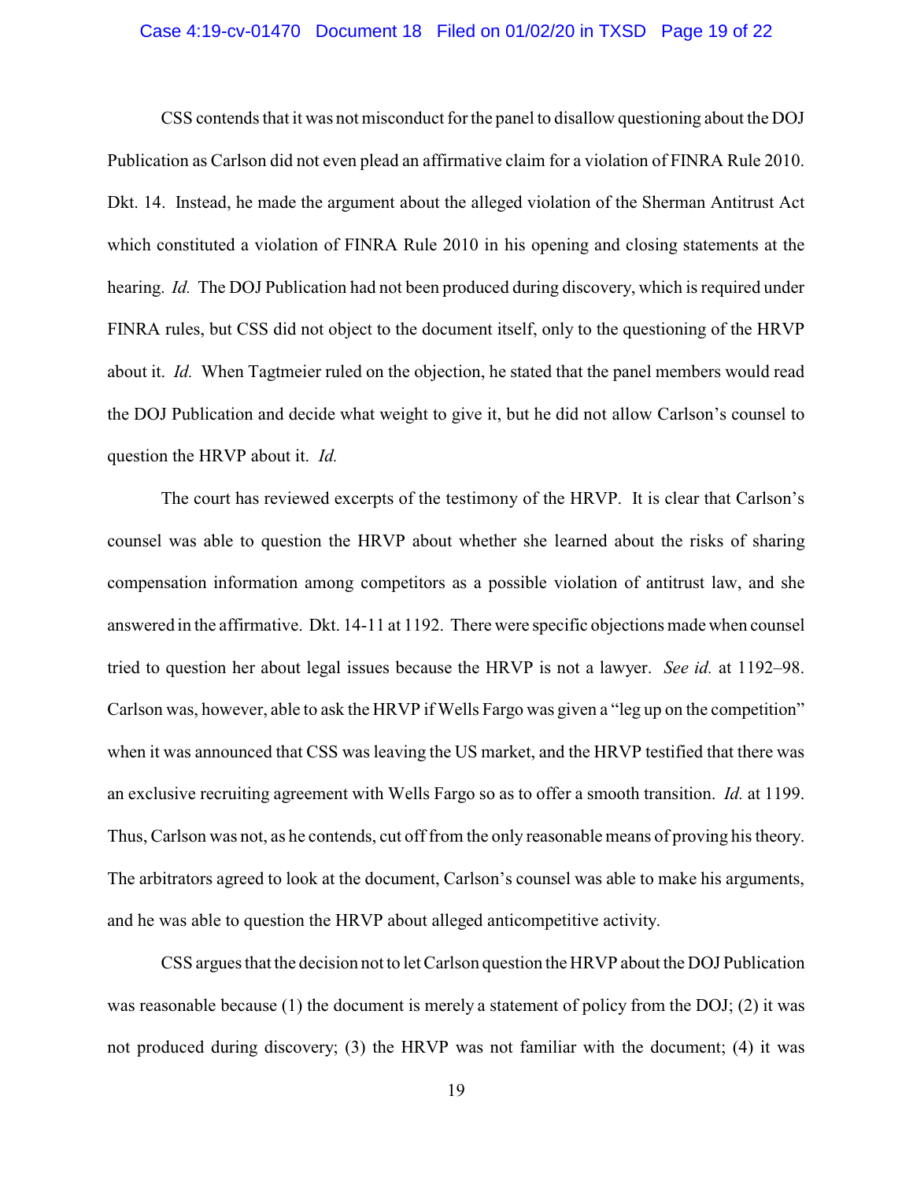CSS contends that it was not misconduct for the panel to disallow questioning about the DOJ Publication as Carlson did not even plead an affirmative claim for a violation of FINRA Rule 2010. Dkt. 14. Instead, he made the argument about the alleged violation of the Sherman Antitrust Act which constituted a violation of FINRA Rule 2010 in his opening and closing statements at the hearing. *Id.* The DOJ Publication had not been produced during discovery, which is required under FINRA rules, but CSS did not object to the document itself, only to the questioning of the HRVP about it. *Id.* When Tagtmeier ruled on the objection, he stated that the panel members would read the DOJ Publication and decide what weight to give it, but he did not allow Carlson's counsel to question the HRVP about it. *Id.*

The court has reviewed excerpts of the testimony of the HRVP. It is clear that Carlson's counsel was able to question the HRVP about whether she learned about the risks of sharing compensation information among competitors as a possible violation of antitrust law, and she answered in the affirmative. Dkt. 14-11 at 1192. There were specific objections made when counsel tried to question her about legal issues because the HRVP is not a lawyer. *See id.* at 1192–98. Carlson was, however, able to ask the HRVP if Wells Fargo was given a "leg up on the competition" when it was announced that CSS was leaving the US market, and the HRVP testified that there was an exclusive recruiting agreement with Wells Fargo so as to offer a smooth transition. *Id.* at 1199. Thus, Carlson was not, as he contends, cut off from the only reasonable means of proving his theory. The arbitrators agreed to look at the document, Carlson's counsel was able to make his arguments, and he was able to question the HRVP about alleged anticompetitive activity.

CSS argues that the decision not to let Carlson question the HRVP about the DOJ Publication was reasonable because (1) the document is merely a statement of policy from the DOJ; (2) it was not produced during discovery; (3) the HRVP was not familiar with the document; (4) it was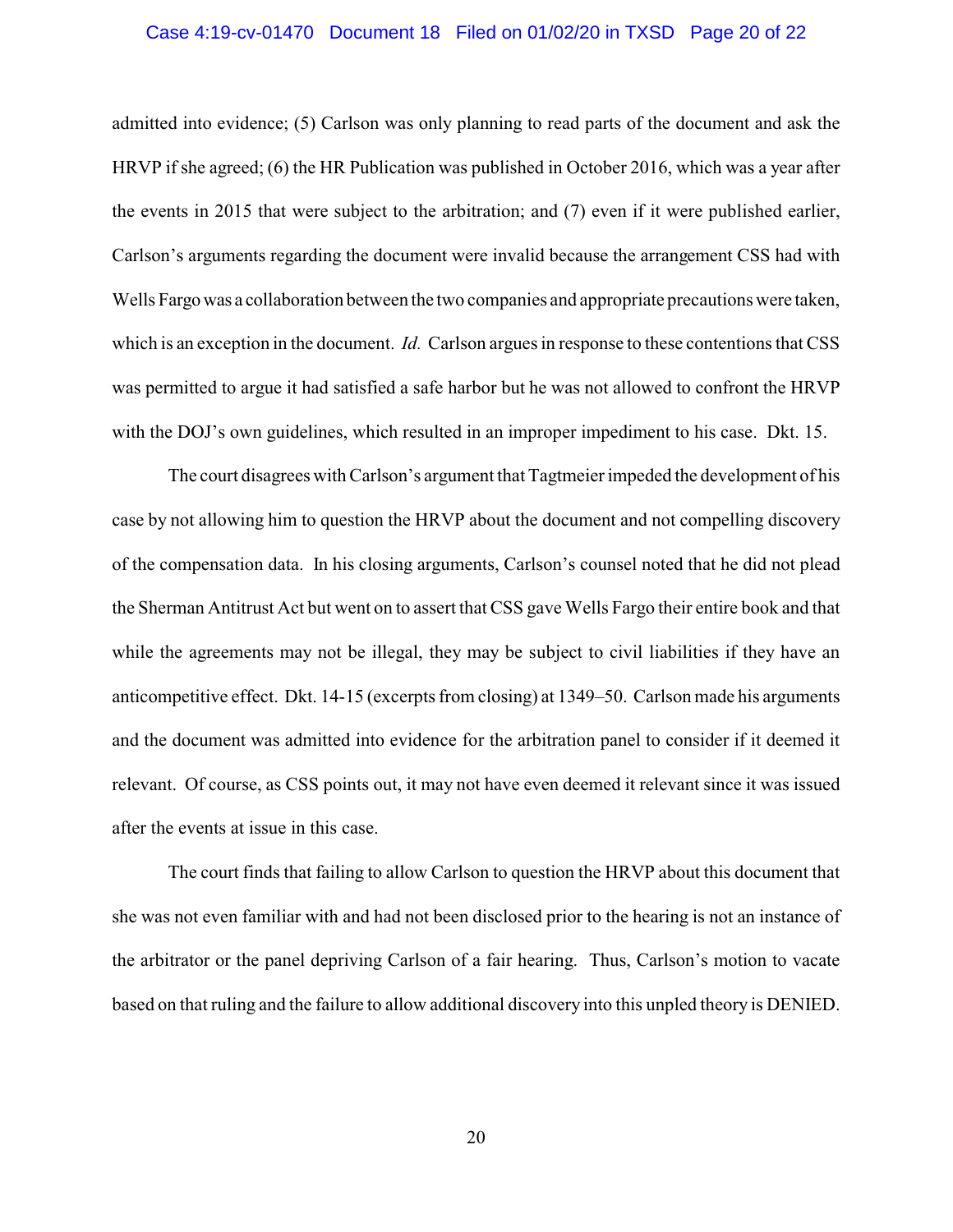admitted into evidence; (5) Carlson was only planning to read parts of the document and ask the HRVP if she agreed; (6) the HR Publication was published in October 2016, which was a year after the events in 2015 that were subject to the arbitration; and (7) even if it were published earlier, Carlson's arguments regarding the document were invalid because the arrangement CSS had with Wells Fargo was a collaboration between the two companies and appropriate precautions were taken, which is an exception in the document. *Id.* Carlson argues in response to these contentions that CSS was permitted to argue it had satisfied a safe harbor but he was not allowed to confront the HRVP with the DOJ's own guidelines, which resulted in an improper impediment to his case. Dkt. 15.

The court disagrees with Carlson's argument that Tagtmeier impeded the development of his case by not allowing him to question the HRVP about the document and not compelling discovery of the compensation data. In his closing arguments, Carlson's counsel noted that he did not plead the Sherman Antitrust Act but went on to assert that CSS gave Wells Fargo their entire book and that while the agreements may not be illegal, they may be subject to civil liabilities if they have an anticompetitive effect. Dkt. 14-15 (excerpts from closing) at 1349–50. Carlson made his arguments and the document was admitted into evidence for the arbitration panel to consider if it deemed it relevant. Of course, as CSS points out, it may not have even deemed it relevant since it was issued after the events at issue in this case.

The court finds that failing to allow Carlson to question the HRVP about this document that she was not even familiar with and had not been disclosed prior to the hearing is not an instance of the arbitrator or the panel depriving Carlson of a fair hearing. Thus, Carlson's motion to vacate based on that ruling and the failure to allow additional discovery into this unpled theory is DENIED.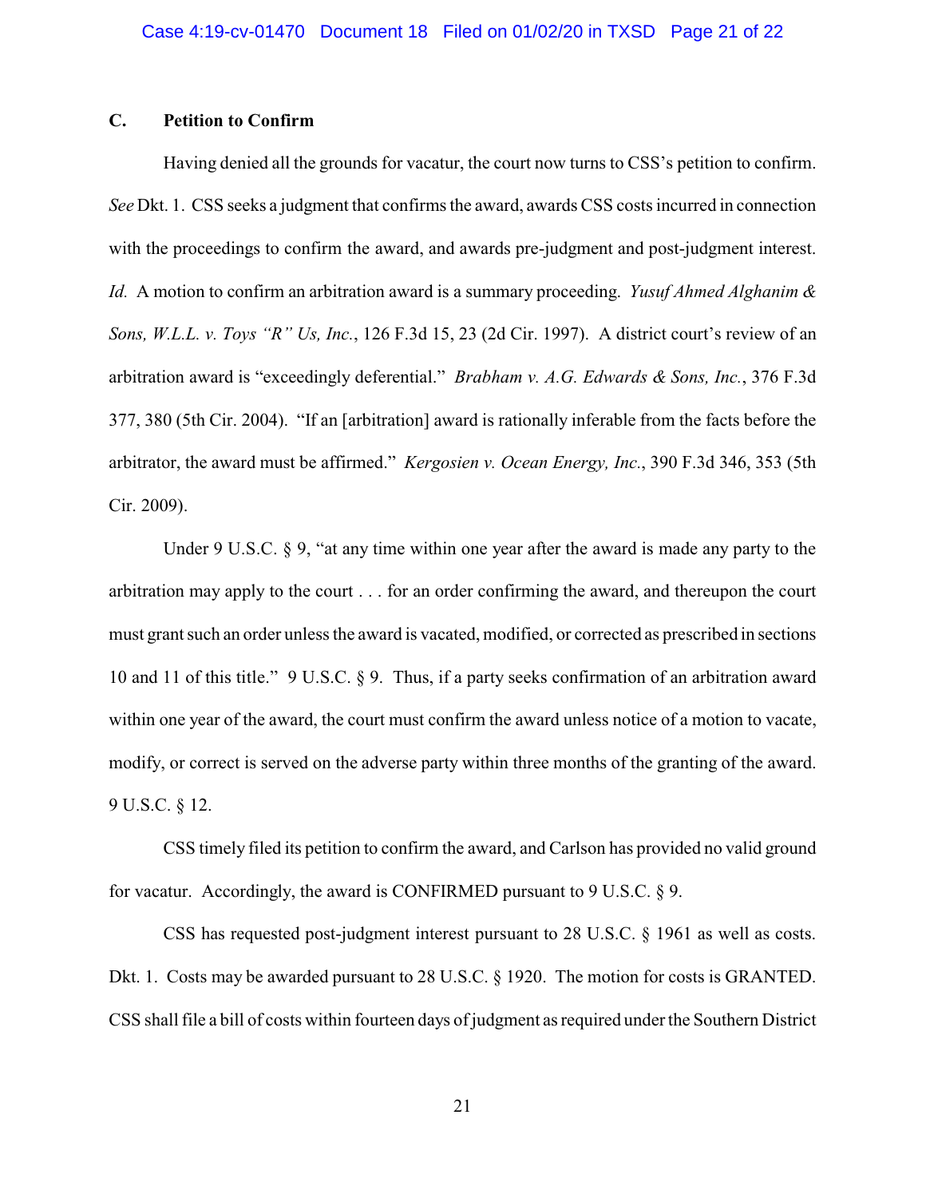### C. Petition to Confirm

Having denied all the grounds for vacatur, the court now turns to CSS's petition to confirm. *See* Dkt. 1. CSS seeks a judgment that confirms the award, awards CSS costs incurred in connection with the proceedings to confirm the award, and awards pre-judgment and post-judgment interest. *Id.* A motion to confirm an arbitration award is a summary proceeding. *Yusuf Ahmed Alghanim & Sons, W.L.L. v. Toys "R" Us, Inc.*, 126 F.3d 15, 23 (2d Cir. 1997). A district court's review of an arbitration award is "exceedingly deferential." *Brabham v. A.G. Edwards & Sons, Inc.*, 376 F.3d 377, 380 (5th Cir. 2004). "If an [arbitration] award is rationally inferable from the facts before the arbitrator, the award must be affirmed." *Kergosien v. Ocean Energy, Inc.*, 390 F.3d 346, 353 (5th Cir. 2009).

Under 9 U.S.C. § 9, "at any time within one year after the award is made any party to the arbitration may apply to the court . . . for an order confirming the award, and thereupon the court must grant such an order unless the award is vacated, modified, or corrected as prescribed in sections 10 and 11 of this title." 9 U.S.C. § 9. Thus, if a party seeks confirmation of an arbitration award within one year of the award, the court must confirm the award unless notice of a motion to vacate, modify, or correct is served on the adverse party within three months of the granting of the award. 9 U.S.C. § 12.

CSS timely filed its petition to confirm the award, and Carlson has provided no valid ground for vacatur. Accordingly, the award is CONFIRMED pursuant to 9 U.S.C. § 9.

CSS has requested post-judgment interest pursuant to 28 U.S.C. § 1961 as well as costs. Dkt. 1. Costs may be awarded pursuant to 28 U.S.C. § 1920. The motion for costs is GRANTED. CSS shall file a bill of costs within fourteen days of judgment as required under the Southern District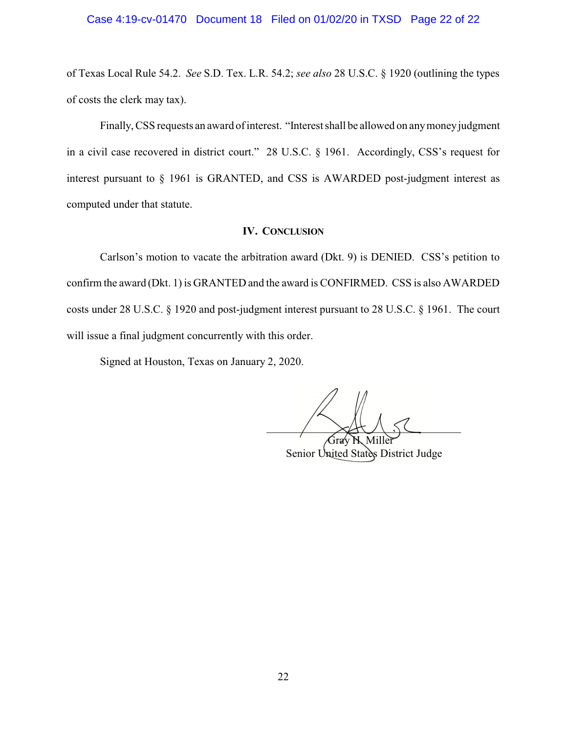of Texas Local Rule 54.2. *See* S.D. Tex. L.R. 54.2; *see also* 28 U.S.C. § 1920 (outlining the types of costs the clerk may tax).

Finally, CSS requests an award of interest. "Interest shall be allowed on any money judgment in a civil case recovered in district court." 28 U.S.C. § 1961. Accordingly, CSS's request for interest pursuant to § 1961 is GRANTED, and CSS is AWARDED post-judgment interest as computed under that statute.

## IV. CONCLUSION

Carlson's motion to vacate the arbitration award (Dkt. 9) is DENIED. CSS's petition to confirm the award (Dkt. 1) is GRANTED and the award is CONFIRMED. CSS is also AWARDED costs under 28 U.S.C. § 1920 and post-judgment interest pursuant to 28 U.S.C. § 1961. The court will issue a final judgment concurrently with this order.

Signed at Houston, Texas on January 2, 2020.

Gray H. Miller
Senior United States District Judge